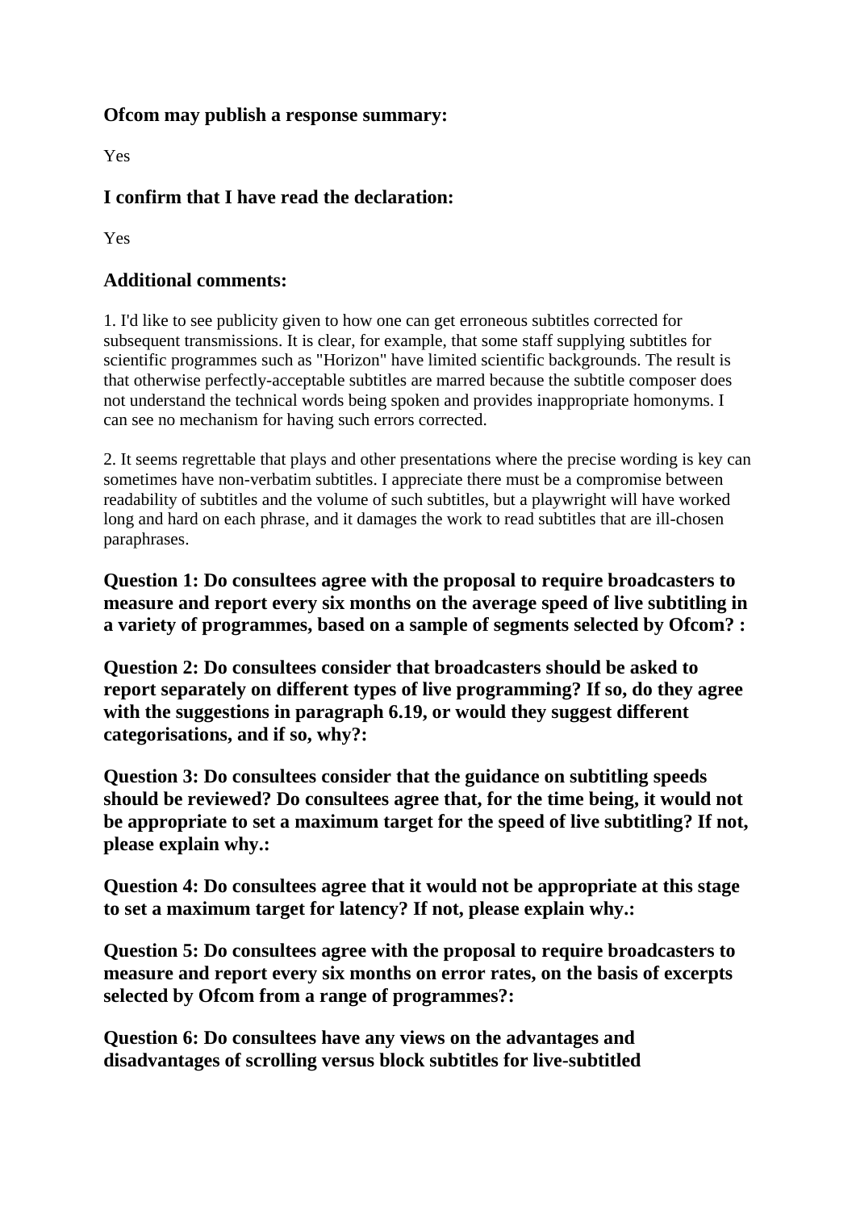### Ofcom may publish a response summary:

Yes

### I confirm that I have read the declaration:

Yes

### Additional comments:

1. I'd like to see publicity given to how one can get erroneous subtitles corrected for subsequent transmissions. It is clear, for example, that some staff supplying subtitles for scientific programmes such as "Horizon" have limited scientific backgrounds. The result is that otherwise perfectly-acceptable subtitles are marred because the subtitle composer does not understand the technical words being spoken and provides inappropriate homonyms. I can see no mechanism for having such errors corrected.

2. It seems regrettable that plays and other presentations where the precise wording is key can sometimes have non-verbatim subtitles. I appreciate there must be a compromise between readability of subtitles and the volume of such subtitles, but a playwright will have worked long and hard on each phrase, and it damages the work to read subtitles that are ill-chosen paraphrases.

**Question 1: Do consultees agree with the proposal to require broadcasters to measure and report every six months on the average speed of live subtitling in a variety of programmes, based on a sample of segments selected by Ofcom? :**

**Question 2: Do consultees consider that broadcasters should be asked to report separately on different types of live programming? If so, do they agree with the suggestions in paragraph 6.19, or would they suggest different categorisations, and if so, why?:**

**Question 3: Do consultees consider that the guidance on subtitling speeds should be reviewed? Do consultees agree that, for the time being, it would not be appropriate to set a maximum target for the speed of live subtitling? If not, please explain why.:**

**Question 4: Do consultees agree that it would not be appropriate at this stage to set a maximum target for latency? If not, please explain why.:**

**Question 5: Do consultees agree with the proposal to require broadcasters to measure and report every six months on error rates, on the basis of excerpts selected by Ofcom from a range of programmes?:**

**Question 6: Do consultees have any views on the advantages and disadvantages of scrolling versus block subtitles for live-subtitled**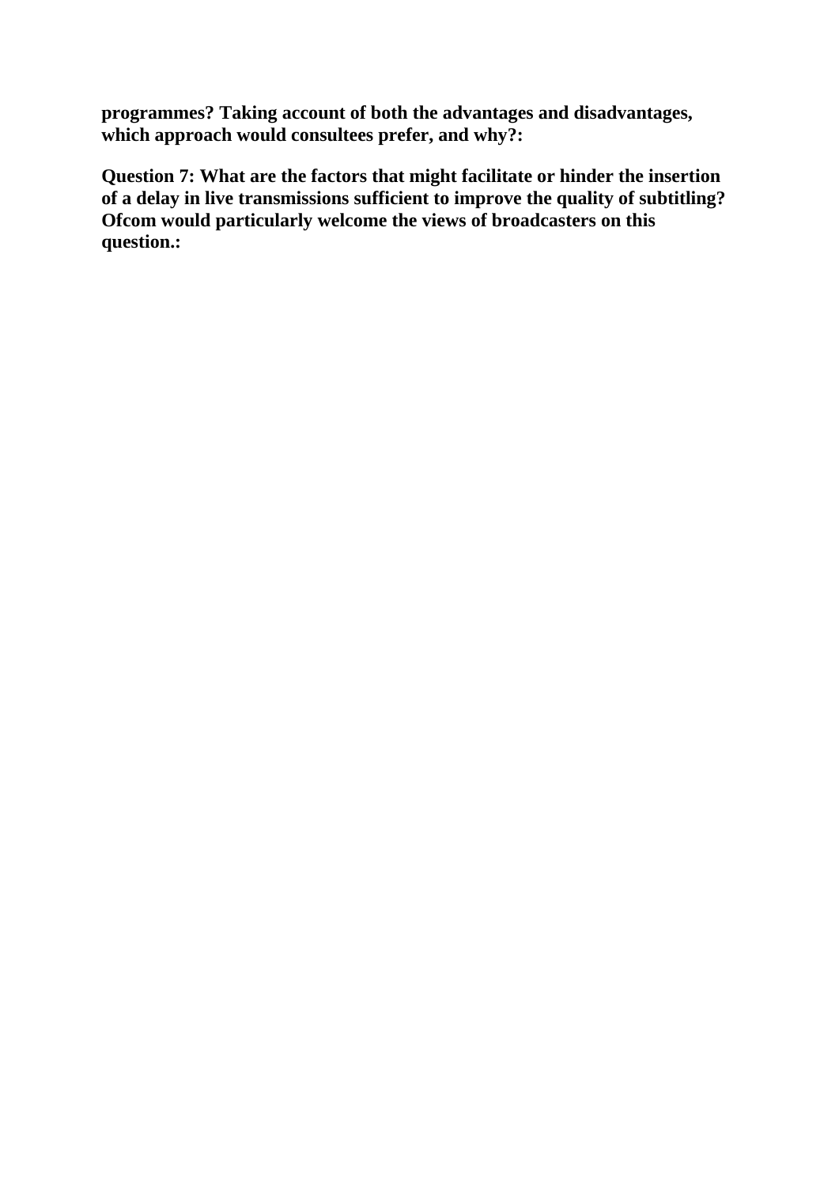**programmes? Taking account of both the advantages and disadvantages, which approach would consultees prefer, and why?:**

**Question 7: What are the factors that might facilitate or hinder the insertion of a delay in live transmissions sufficient to improve the quality of subtitling? Ofcom would particularly welcome the views of broadcasters on this question.:**